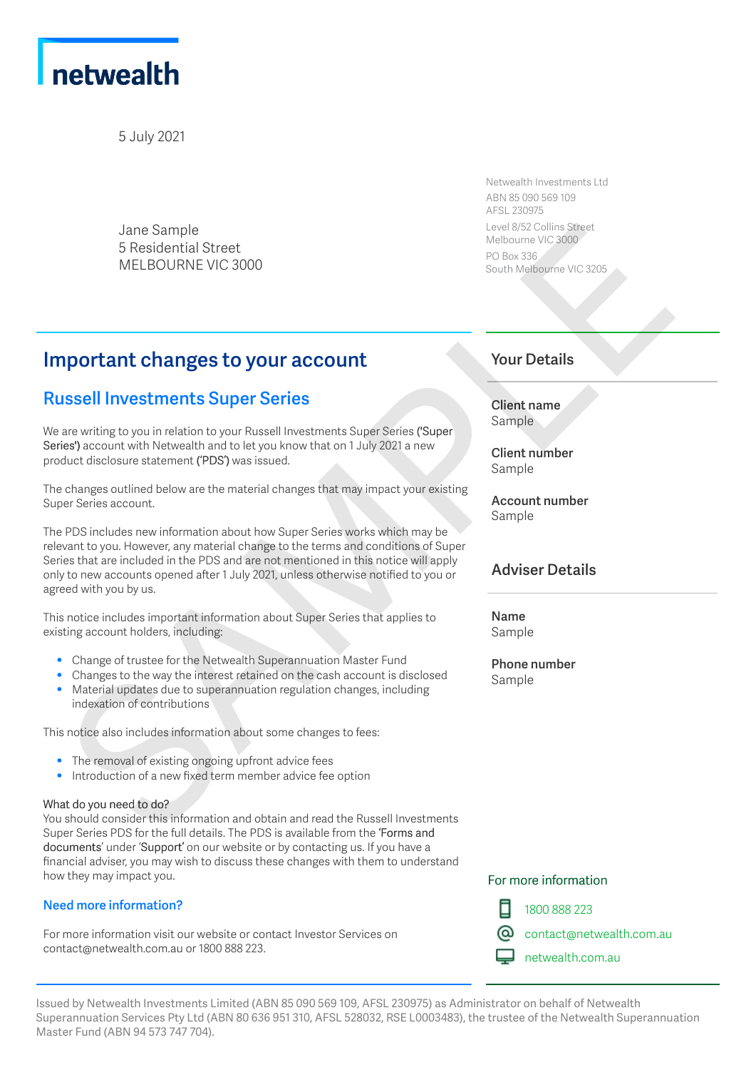netwealth

5 July 2021

Jane Sample
5 Residential Street
MELBOURNE VIC 3000

Netwealth Investments Ltd
ABN 85 090 569 109
AFSL 230975
Level 8/52 Collins Street
Melbourne VIC 3000
PO Box 336
South Melbourne VIC 3205

# Important changes to your account

## Russell Investments Super Series

We are writing to you in relation to your Russell Investments Super Series ('Super Series') account with Netwealth and to let you know that on 1 July 2021 a new product disclosure statement ('PDS') was issued.

The changes outlined below are the material changes that may impact your existing Super Series account.

The PDS includes new information about how Super Series works which may be relevant to you. However, any material change to the terms and conditions of Super Series that are included in the PDS and are not mentioned in this notice will apply only to new accounts opened after 1 July 2021, unless otherwise notified to you or agreed with you by us.

This notice includes important information about Super Series that applies to existing account holders, including:

- Change of trustee for the Netwealth Superannuation Master Fund
- Changes to the way the interest retained on the cash account is disclosed
- Material updates due to superannuation regulation changes, including indexation of contributions

This notice also includes information about some changes to fees:

- The removal of existing ongoing upfront advice fees
- Introduction of a new fixed term member advice fee option

What do you need to do?
You should consider this information and obtain and read the Russell Investments Super Series PDS for the full details. The PDS is available from the 'Forms and documents' under 'Support' on our website or by contacting us. If you have a financial adviser, you may wish to discuss these changes with them to understand how they may impact you.

### Need more information?

For more information visit our website or contact Investor Services on contact@netwealth.com.au or 1800 888 223.

## Your Details

**Client name**
Sample

**Client number**
Sample

**Account number**
Sample

## Adviser Details

**Name**
Sample

**Phone number**
Sample

For more information

1800 888 223
contact@netwealth.com.au
netwealth.com.au

Issued by Netwealth Investments Limited (ABN 85 090 569 109, AFSL 230975) as Administrator on behalf of Netwealth Superannuation Services Pty Ltd (ABN 80 636 951 310, AFSL 528032, RSE L0003483), the trustee of the Netwealth Superannuation Master Fund (ABN 94 573 747 704).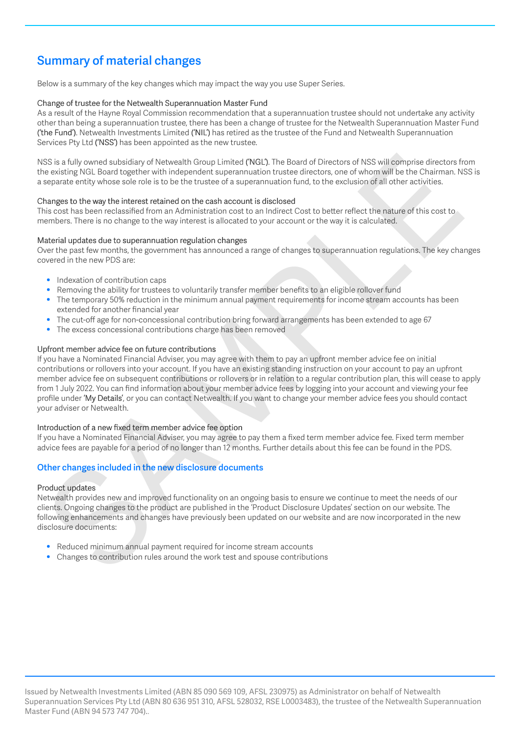## Summary of material changes

Below is a summary of the key changes which may impact the way you use Super Series.

### Change of trustee for the Netwealth Superannuation Master Fund

As a result of the Hayne Royal Commission recommendation that a superannuation trustee should not undertake any activity other than being a superannuation trustee, there has been a change of trustee for the Netwealth Superannuation Master Fund ('the Fund'). Netwealth Investments Limited ('NIL') has retired as the trustee of the Fund and Netwealth Superannuation Services Pty Ltd ('NSS') has been appointed as the new trustee.

NSS is a fully owned subsidiary of Netwealth Group Limited ('NGL'). The Board of Directors of NSS will comprise directors from the existing NGL Board together with independent superannuation trustee directors, one of whom will be the Chairman. NSS is a separate entity whose sole role is to be the trustee of a superannuation fund, to the exclusion of all other activities.

### Changes to the way the interest retained on the cash account is disclosed

This cost has been reclassified from an Administration cost to an Indirect Cost to better reflect the nature of this cost to members. There is no change to the way interest is allocated to your account or the way it is calculated.

### Material updates due to superannuation regulation changes

Over the past few months, the government has announced a range of changes to superannuation regulations. The key changes covered in the new PDS are:

- Indexation of contribution caps
- Removing the ability for trustees to voluntarily transfer member benefits to an eligible rollover fund
- The temporary 50% reduction in the minimum annual payment requirements for income stream accounts has been extended for another financial year
- The cut-off age for non-concessional contribution bring forward arrangements has been extended to age 67
- The excess concessional contributions charge has been removed

### Upfront member advice fee on future contributions

If you have a Nominated Financial Adviser, you may agree with them to pay an upfront member advice fee on initial contributions or rollovers into your account. If you have an existing standing instruction on your account to pay an upfront member advice fee on subsequent contributions or rollovers or in relation to a regular contribution plan, this will cease to apply from 1 July 2022. You can find information about your member advice fees by logging into your account and viewing your fee profile under 'My Details', or you can contact Netwealth. If you want to change your member advice fees you should contact your adviser or Netwealth.

### Introduction of a new fixed term member advice fee option

If you have a Nominated Financial Adviser, you may agree to pay them a fixed term member advice fee. Fixed term member advice fees are payable for a period of no longer than 12 months. Further details about this fee can be found in the PDS.

## Other changes included in the new disclosure documents

### Product updates

Netwealth provides new and improved functionality on an ongoing basis to ensure we continue to meet the needs of our clients. Ongoing changes to the product are published in the 'Product Disclosure Updates' section on our website. The following enhancements and changes have previously been updated on our website and are now incorporated in the new disclosure documents:

- Reduced minimum annual payment required for income stream accounts
- Changes to contribution rules around the work test and spouse contributions

Issued by Netwealth Investments Limited (ABN 85 090 569 109, AFSL 230975) as Administrator on behalf of Netwealth Superannuation Services Pty Ltd (ABN 80 636 951 310, AFSL 528032, RSE L0003483), the trustee of the Netwealth Superannuation Master Fund (ABN 94 573 747 704)..